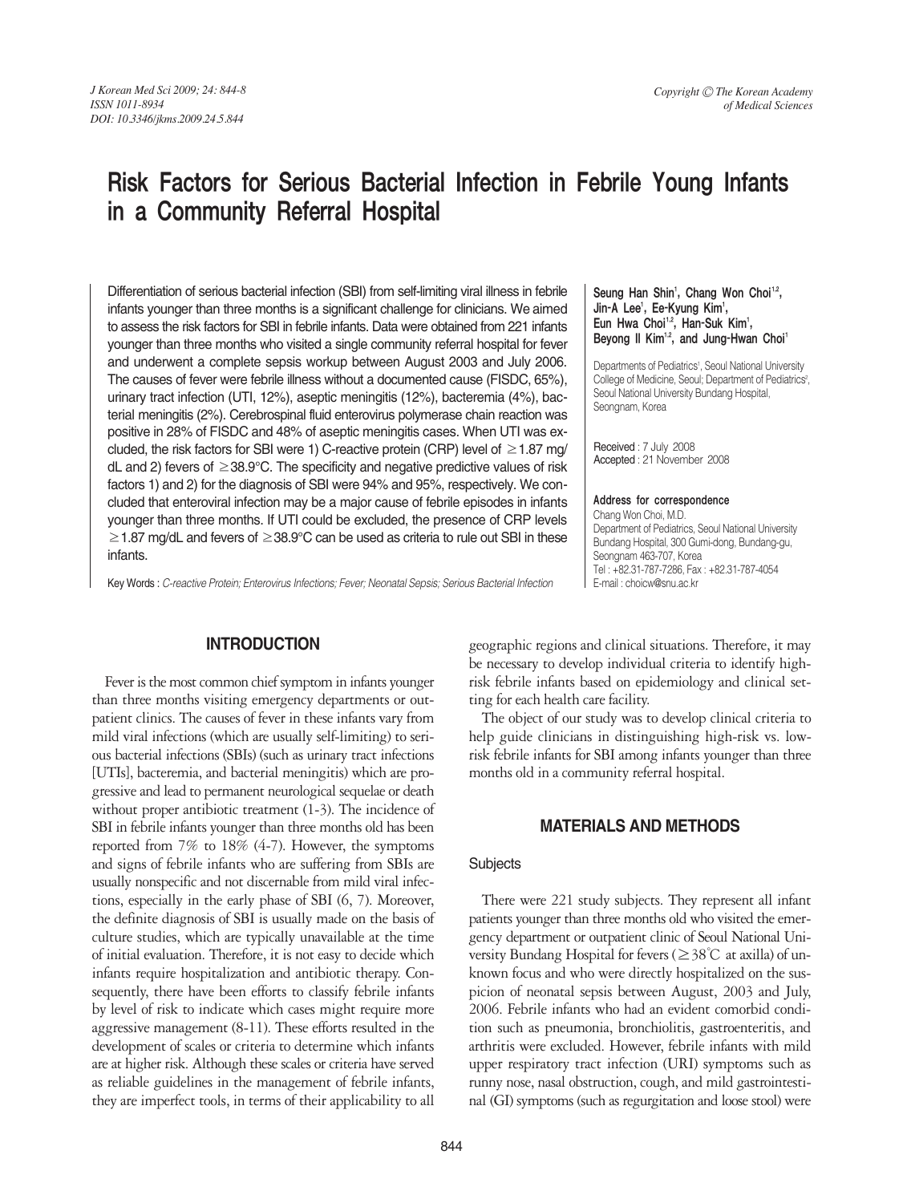# Risk Factors for Serious Bacterial Infection in Febrile Young Infants in a Community Referral Hospital

Differentiation of serious bacterial infection (SBI) from self-limiting viral illness in febrile infants younger than three months is a significant challenge for clinicians. We aimed to assess the risk factors for SBI in febrile infants. Data were obtained from 221 infants younger than three months who visited a single community referral hospital for fever and underwent a complete sepsis workup between August 2003 and July 2006. The causes of fever were febrile illness without a documented cause (FISDC, 65%), urinary tract infection (UTI, 12%), aseptic meningitis (12%), bacteremia (4%), bacterial meningitis (2%). Cerebrospinal fluid enterovirus polymerase chain reaction was positive in 28% of FISDC and 48% of aseptic meningitis cases. When UTI was excluded, the risk factors for SBI were 1) C-reactive protein (CRP) level of ≥1.87 mg/dL and 2) fevers of ≥38.9°C. The specificity and negative predictive values of risk factors 1) and 2) for the diagnosis of SBI were 94% and 95%, respectively. We concluded that enteroviral infection may be a major cause of febrile episodes in infants younger than three months. If UTI could be excluded, the presence of CRP levels ≥1.87 mg/dL and fevers of ≥38.9°C can be used as criteria to rule out SBI in these infants.

Key Words : *C-reactive Protein; Enterovirus Infections; Fever; Neonatal Sepsis; Serious Bacterial Infection*

**Seung Han Shin[1], Chang Won Choi[1,2], Jin-A Lee[1], Ee-Kyung Kim[1], Eun Hwa Choi[1,2], Han-Suk Kim[1], Beyong Il Kim[1,2], and Jung-Hwan Choi[1]**

Departments of Pediatrics[1], Seoul National University College of Medicine, Seoul; Department of Pediatrics[2], Seoul National University Bundang Hospital, Seongnam, Korea

Received : 7 July 2008
Accepted : 21 November 2008

**Address for correspondence**
Chang Won Choi, M.D.
Department of Pediatrics, Seoul National University Bundang Hospital, 300 Gumi-dong, Bundang-gu, Seongnam 463-707, Korea
Tel : +82.31-787-7286, Fax : +82.31-787-4054
E-mail : choicw@snu.ac.kr

## INTRODUCTION

Fever is the most common chief symptom in infants younger than three months visiting emergency departments or outpatient clinics. The causes of fever in these infants vary from mild viral infections (which are usually self-limiting) to serious bacterial infections (SBIs) (such as urinary tract infections [UTIs], bacteremia, and bacterial meningitis) which are progressive and lead to permanent neurological sequelae or death without proper antibiotic treatment (1-3). The incidence of SBI in febrile infants younger than three months old has been reported from 7% to 18% (4-7). However, the symptoms and signs of febrile infants who are suffering from SBIs are usually nonspecific and not discernable from mild viral infections, especially in the early phase of SBI (6, 7). Moreover, the definite diagnosis of SBI is usually made on the basis of culture studies, which are typically unavailable at the time of initial evaluation. Therefore, it is not easy to decide which infants require hospitalization and antibiotic therapy. Consequently, there have been efforts to classify febrile infants by level of risk to indicate which cases might require more aggressive management (8-11). These efforts resulted in the development of scales or criteria to determine which infants are at higher risk. Although these scales or criteria have served as reliable guidelines in the management of febrile infants, they are imperfect tools, in terms of their applicability to all geographic regions and clinical situations. Therefore, it may be necessary to develop individual criteria to identify high-risk febrile infants based on epidemiology and clinical setting for each health care facility.

The object of our study was to develop clinical criteria to help guide clinicians in distinguishing high-risk vs. low-risk febrile infants for SBI among infants younger than three months old in a community referral hospital.

## MATERIALS AND METHODS

### Subjects

There were 221 study subjects. They represent all infant patients younger than three months old who visited the emergency department or outpatient clinic of Seoul National University Bundang Hospital for fevers (≥38°C at axilla) of unknown focus and who were directly hospitalized on the suspicion of neonatal sepsis between August, 2003 and July, 2006. Febrile infants who had an evident comorbid condition such as pneumonia, bronchiolitis, gastroenteritis, and arthritis were excluded. However, febrile infants with mild upper respiratory tract infection (URI) symptoms such as runny nose, nasal obstruction, cough, and mild gastrointestinal (GI) symptoms (such as regurgitation and loose stool) were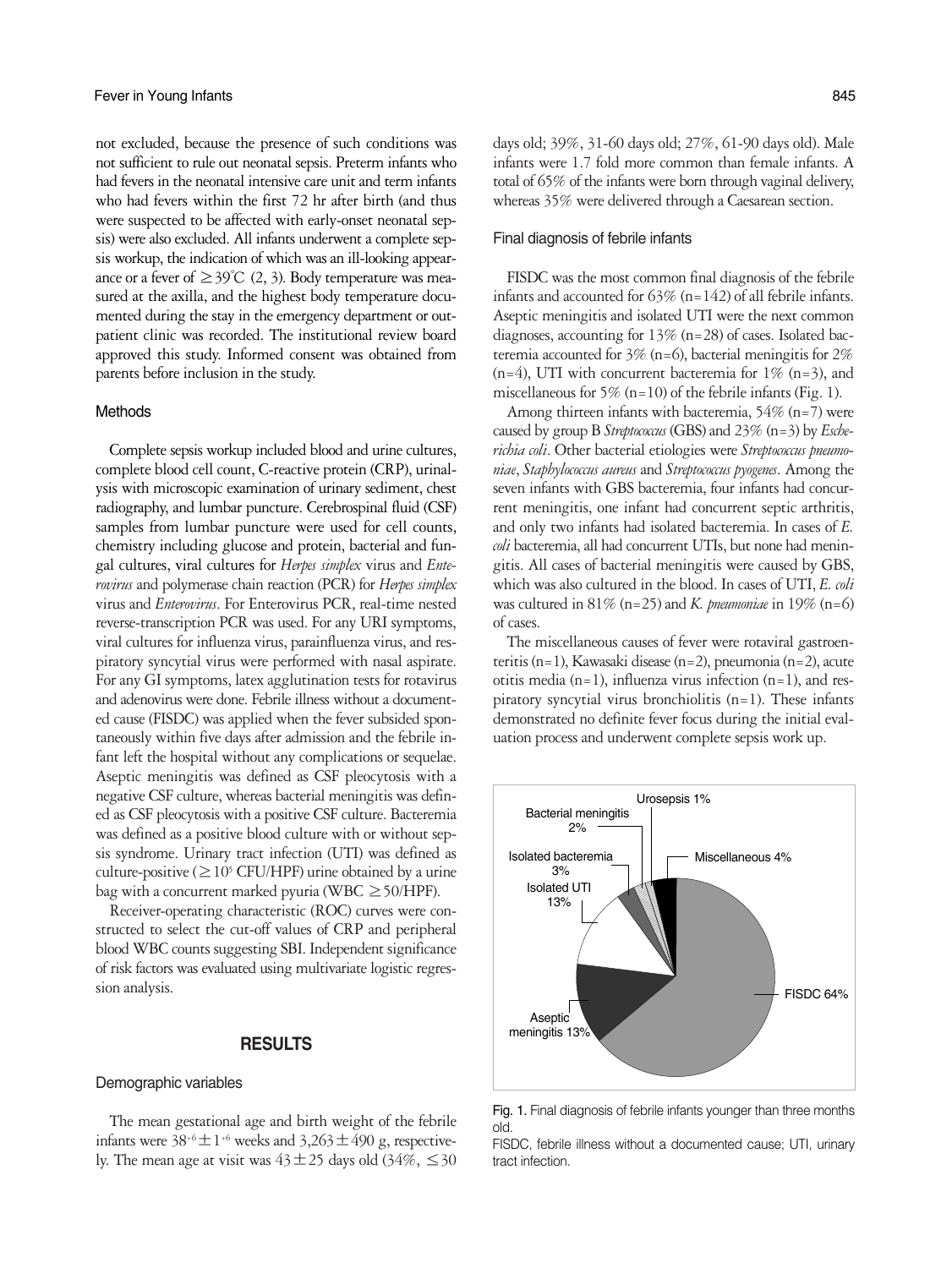not excluded, because the presence of such conditions was not sufficient to rule out neonatal sepsis. Preterm infants who had fevers in the neonatal intensive care unit and term infants who had fevers within the first 72 hr after birth (and thus were suspected to be affected with early-onset neonatal sepsis) were also excluded. All infants underwent a complete sepsis workup, the indication of which was an ill-looking appearance or a fever of $\geq 39$°C (2, 3). Body temperature was measured at the axilla, and the highest body temperature documented during the stay in the emergency department or outpatient clinic was recorded. The institutional review board approved this study. Informed consent was obtained from parents before inclusion in the study.

### Methods

Complete sepsis workup included blood and urine cultures, complete blood cell count, C-reactive protein (CRP), urinalysis with microscopic examination of urinary sediment, chest radiography, and lumbar puncture. Cerebrospinal fluid (CSF) samples from lumbar puncture were used for cell counts, chemistry including glucose and protein, bacterial and fungal cultures, viral cultures for *Herpes simplex* virus and *Enterovirus* and polymerase chain reaction (PCR) for *Herpes simplex* virus and *Enterovirus*. For Enterovirus PCR, real-time nested reverse-transcription PCR was used. For any URI symptoms, viral cultures for influenza virus, parainfluenza virus, and respiratory syncytial virus were performed with nasal aspirate. For any GI symptoms, latex agglutination tests for rotavirus and adenovirus were done. Febrile illness without a documented cause (FISDC) was applied when the fever subsided spontaneously within five days after admission and the febrile infant left the hospital without any complications or sequelae. Aseptic meningitis was defined as CSF pleocytosis with a negative CSF culture, whereas bacterial meningitis was defined as CSF pleocytosis with a positive CSF culture. Bacteremia was defined as a positive blood culture with or without sepsis syndrome. Urinary tract infection (UTI) was defined as culture-positive ($\geq 10^5$ CFU/HPF) urine obtained by a urine bag with a concurrent marked pyuria (WBC $\geq 50$/HPF).

Receiver-operating characteristic (ROC) curves were constructed to select the cut-off values of CRP and peripheral blood WBC counts suggesting SBI. Independent significance of risk factors was evaluated using multivariate logistic regression analysis.

## RESULTS

### Demographic variables

The mean gestational age and birth weight of the febrile infants were $38^{+6} \pm 1^{+6}$ weeks and $3,263 \pm 490$ g, respectively. The mean age at visit was $43 \pm 25$ days old (34%, $\leq 30$ days old; 39%, 31-60 days old; 27%, 61-90 days old). Male infants were 1.7 fold more common than female infants. A total of 65% of the infants were born through vaginal delivery, whereas 35% were delivered through a Caesarean section.

### Final diagnosis of febrile infants

FISDC was the most common final diagnosis of the febrile infants and accounted for 63% (n=142) of all febrile infants. Aseptic meningitis and isolated UTI were the next common diagnoses, accounting for 13% (n=28) of cases. Isolated bacteremia accounted for 3% (n=6), bacterial meningitis for 2% (n=4), UTI with concurrent bacteremia for 1% (n=3), and miscellaneous for 5% (n=10) of the febrile infants (Fig. 1).

Among thirteen infants with bacteremia, 54% (n=7) were caused by group B *Streptococcus* (GBS) and 23% (n=3) by *Escherichia coli*. Other bacterial etiologies were *Streptococcus pneumoniae*, *Staphylococcus aureus* and *Streptococcus pyogenes*. Among the seven infants with GBS bacteremia, four infants had concurrent meningitis, one infant had concurrent septic arthritis, and only two infants had isolated bacteremia. In cases of *E. coli* bacteremia, all had concurrent UTIs, but none had meningitis. All cases of bacterial meningitis were caused by GBS, which was also cultured in the blood. In cases of UTI, *E. coli* was cultured in 81% (n=25) and *K. pneumoniae* in 19% (n=6) of cases.

The miscellaneous causes of fever were rotaviral gastroenteritis (n=1), Kawasaki disease (n=2), pneumonia (n=2), acute otitis media (n=1), influenza virus infection (n=1), and respiratory syncytial virus bronchiolitis (n=1). These infants demonstrated no definite fever focus during the initial evaluation process and underwent complete sepsis work up.

Urosepsis 1%
Bacterial meningitis 2%
Miscellaneous 4%
Isolated bacteremia 3%
Isolated UTI 13%
FISDC 64%
Aseptic meningitis 13%

Fig. 1. Final diagnosis of febrile infants younger than three months old.

FISDC, febrile illness without a documented cause; UTI, urinary tract infection.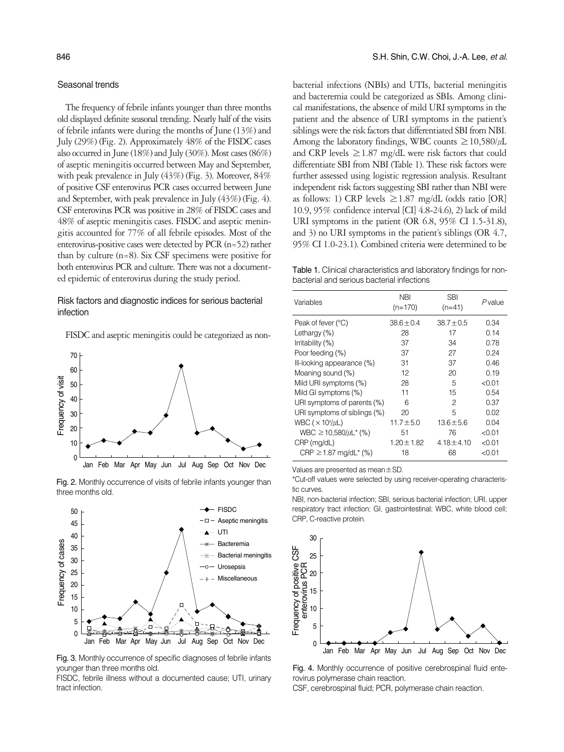## Seasonal trends

The frequency of febrile infants younger than three months old displayed definite seasonal trending. Nearly half of the visits of febrile infants were during the months of June (13%) and July (29%) (Fig. 2). Approximately 48% of the FISDC cases also occurred in June (18%) and July (30%). Most cases (86%) of aseptic meningitis occurred between May and September, with peak prevalence in July (43%) (Fig. 3). Moreover, 84% of positive CSF enterovirus PCR cases occurred between June and September, with peak prevalence in July (43%) (Fig. 4). CSF enterovirus PCR was positive in 28% of FISDC cases and 48% of aseptic meningitis cases. FISDC and aseptic meningitis accounted for 77% of all febrile episodes. Most of the enterovirus-positive cases were detected by PCR (n=52) rather than by culture (n=8). Six CSF specimens were positive for both enterovirus PCR and culture. There was not a documented epidemic of enterovirus during the study period.

## Risk factors and diagnostic indices for serious bacterial infection

FISDC and aseptic meningitis could be categorized as non-bacterial infections (NBIs) and UTIs, bacterial meningitis and bacteremia could be categorized as SBIs. Among clinical manifestations, the absence of mild URI symptoms in the patient and the absence of URI symptoms in the patient's siblings were the risk factors that differentiated SBI from NBI. Among the laboratory findings, WBC counts $\geq$10,580/$\mu$L and CRP levels $\geq$1.87 mg/dL were risk factors that could differentiate SBI from NBI (Table 1). These risk factors were further assessed using logistic regression analysis. Resultant independent risk factors suggesting SBI rather than NBI were as follows: 1) CRP levels $\geq$1.87 mg/dL (odds ratio [OR] 10.9, 95% confidence interval [CI] 4.8-24.6), 2) lack of mild URI symptoms in the patient (OR 6.8, 95% CI 1.5-31.8), and 3) no URI symptoms in the patient's siblings (OR 4.7, 95% CI 1.0-23.1). Combined criteria were determined to be

Fig. 2. Monthly occurrence of visits of febrile infants younger than three months old.

Fig. 3. Monthly occurrence of specific diagnoses of febrile infants younger than three months old.

FISDC, febrile illness without a documented cause; UTI, urinary tract infection.

Table 1. Clinical characteristics and laboratory findings for non-bacterial and serious bacterial infections

| Variables | NBI (n=170) | SBI (n=41) | *P* value |
|---|---|---|---|
| Peak of fever (°C) | 38.6±0.4 | 38.7±0.5 | 0.34 |
| Lethargy (%) | 28 | 17 | 0.14 |
| Irritability (%) | 37 | 34 | 0.78 |
| Poor feeding (%) | 37 | 27 | 0.24 |
| Ill-looking appearance (%) | 31 | 37 | 0.46 |
| Moaning sound (%) | 12 | 20 | 0.19 |
| Mild URI symptoms (%) | 28 | 5 | <0.01 |
| Mild GI symptoms (%) | 11 | 15 | 0.54 |
| URI symptoms of parents (%) | 6 | 2 | 0.37 |
| URI symptoms of siblings (%) | 20 | 5 | 0.02 |
| WBC ($\times 10^3/\mu$L) | 11.7±5.0 | 13.6±5.6 | 0.04 |
| WBC $\geq$10,580/$\mu$L* (%) | 51 | 76 | <0.01 |
| CRP (mg/dL) | 1.20±1.82 | 4.18±4.10 | <0.01 |
| CRP $\geq$1.87 mg/dL* (%) | 18 | 68 | <0.01 |

Values are presented as mean±SD.

*Cut-off values were selected by using receiver-operating characteristic curves.

NBI, non-bacterial infection; SBI, serious bacterial infection; URI, upper respiratory tract infection; GI, gastrointestinal; WBC, white blood cell; CRP, C-reactive protein.

Fig. 4. Monthly occurrence of positive cerebrospinal fluid enterovirus polymerase chain reaction.

CSF, cerebrospinal fluid; PCR, polymerase chain reaction.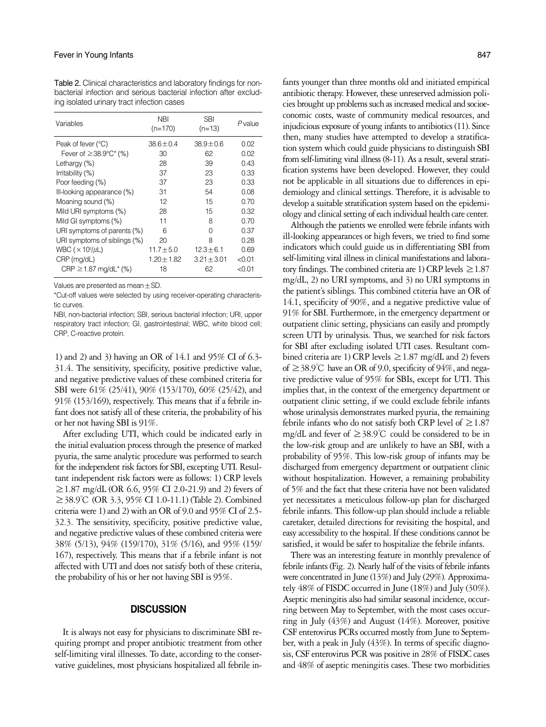Table 2. Clinical characteristics and laboratory findings for nonbacterial infection and serious bacterial infection after excluding isolated urinary tract infection cases

| Variables | NBI (n=170) | SBI (n=13) | *P* value |
|---|---|---|---|
| Peak of fever (℃) | 38.6±0.4 | 38.9±0.6 | 0.02 |
| Fever of ≥38.9℃* (%) | 30 | 62 | 0.02 |
| Lethargy (%) | 28 | 39 | 0.43 |
| Irritability (%) | 37 | 23 | 0.33 |
| Poor feeding (%) | 37 | 23 | 0.33 |
| Ill-looking appearance (%) | 31 | 54 | 0.08 |
| Moaning sound (%) | 12 | 15 | 0.70 |
| Mild URI symptoms (%) | 28 | 15 | 0.32 |
| Mild GI symptoms (%) | 11 | 8 | 0.70 |
| URI symptoms of parents (%) | 6 | 0 | 0.37 |
| URI symptoms of siblings (%) | 20 | 8 | 0.28 |
| WBC ($\times 10^3/\mu L$) | 11.7±5.0 | 12.3±6.1 | 0.69 |
| CRP (mg/dL) | 1.20±1.82 | 3.21±3.01 | <0.01 |
| CRP ≥1.87 mg/dL* (%) | 18 | 62 | <0.01 |

Values are presented as mean±SD.

*Cut-off values were selected by using receiver-operating characteristic curves.

NBI, non-bacterial infection; SBI, serious bacterial infection; URI, upper respiratory tract infection; GI, gastrointestinal; WBC, white blood cell; CRP, C-reactive protein.

1) and 2) and 3) having an OR of 14.1 and 95% CI of 6.3-31.4. The sensitivity, specificity, positive predictive value, and negative predictive values of these combined criteria for SBI were 61% (25/41), 90% (153/170), 60% (25/42), and 91% (153/169), respectively. This means that if a febrile infant does not satisfy all of these criteria, the probability of his or her not having SBI is 91%.

After excluding UTI, which could be indicated early in the initial evaluation process through the presence of marked pyuria, the same analytic procedure was performed to search for the independent risk factors for SBI, excepting UTI. Resultant independent risk factors were as follows: 1) CRP levels ≥1.87 mg/dL (OR 6.6, 95% CI 2.0-21.9) and 2) fevers of ≥38.9℃ (OR 3.3, 95% CI 1.0-11.1) (Table 2). Combined criteria were 1) and 2) with an OR of 9.0 and 95% CI of 2.5-32.3. The sensitivity, specificity, positive predictive value, and negative predictive values of these combined criteria were 38% (5/13), 94% (159/170), 31% (5/16), and 95% (159/167), respectively. This means that if a febrile infant is not affected with UTI and does not satisfy both of these criteria, the probability of his or her not having SBI is 95%.

## DISCUSSION

It is always not easy for physicians to discriminate SBI requiring prompt and proper antibiotic treatment from other self-limiting viral illnesses. To date, according to the conservative guidelines, most physicians hospitalized all febrile infants younger than three months old and initiated empirical antibiotic therapy. However, these unreserved admission policies brought up problems such as increased medical and socioeconomic costs, waste of community medical resources, and injudicious exposure of young infants to antibiotics (11). Since then, many studies have attempted to develop a stratification system which could guide physicians to distinguish SBI from self-limiting viral illness (8-11). As a result, several stratification systems have been developed. However, they could not be applicable in all situations due to differences in epidemiology and clinical settings. Therefore, it is advisable to develop a suitable stratification system based on the epidemiology and clinical setting of each individual health care center.

Although the patients we enrolled were febrile infants with ill-looking appearances or high fevers, we tried to find some indicators which could guide us in differentiating SBI from self-limiting viral illness in clinical manifestations and laboratory findings. The combined criteria are 1) CRP levels ≥1.87 mg/dL, 2) no URI symptoms, and 3) no URI symptoms in the patient's siblings. This combined ctiteria have an OR of 14.1, specificity of 90%, and a negative predictive value of 91% for SBI. Furthermore, in the emergency department or outpatient clinic setting, physicians can easily and promptly screen UTI by urinalysis. Thus, we searched for risk factors for SBI after excluding isolated UTI cases. Resultant combined criteria are 1) CRP levels ≥1.87 mg/dL and 2) fevers of ≥38.9℃ have an OR of 9.0, specificity of 94%, and negative predictive value of 95% for SBIs, except for UTI. This implies that, in the context of the emergency department or outpatient clinic setting, if we could exclude febrile infants whose urinalysis demonstrates marked pyuria, the remaining febrile infants who do not satisfy both CRP level of ≥1.87 mg/dL and fever of ≥38.9℃ could be considered to be in the low-risk group and are unlikely to have an SBI, with a probability of 95%. This low-risk group of infants may be discharged from emergency department or outpatient clinic without hospitalization. However, a remaining probability of 5% and the fact that these criteria have not been validated yet necessitates a meticulous follow-up plan for discharged febrile infants. This follow-up plan should include a reliable caretaker, detailed directions for revisiting the hospital, and easy accessibility to the hospital. If these conditions cannot be satisfied, it would be safer to hospitalize the febrile infants.

There was an interesting feature in monthly prevalence of febrile infants (Fig. 2). Nearly half of the visits of febrile infants were concentrated in June (13%) and July (29%). Approximately 48% of FISDC occurred in June (18%) and July (30%). Aseptic meningitis also had similar seasonal incidence, occurring between May to September, with the most cases occurring in July (43%) and August (14%). Moreover, positive CSF enterovirus PCRs occurred mostly from June to September, with a peak in July (43%). In terms of specific diagnosis, CSF enterovirus PCR was positive in 28% of FISDC cases and 48% of aseptic meningitis cases. These two morbidities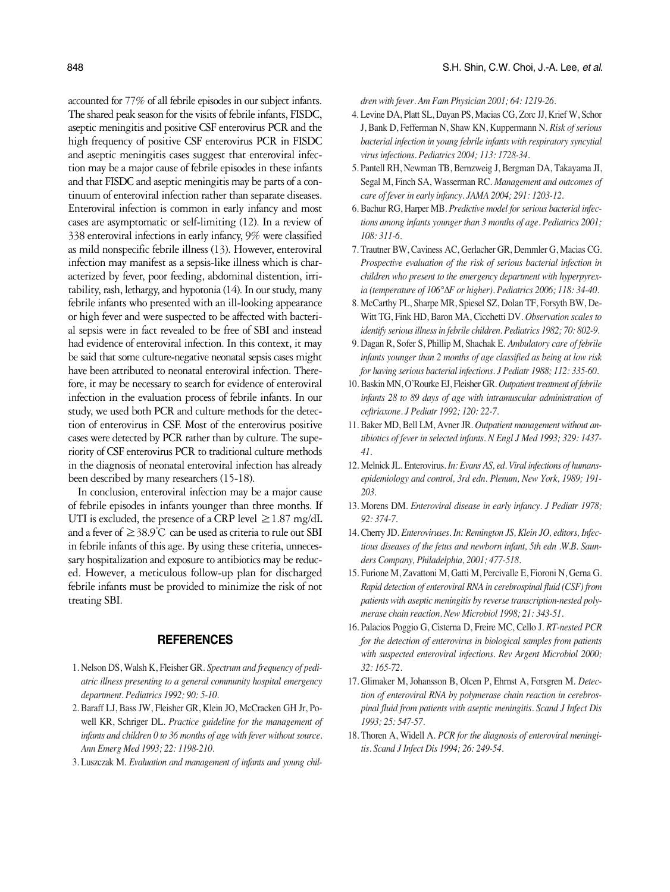accounted for 77% of all febrile episodes in our subject infants. The shared peak season for the visits of febrile infants, FISDC, aseptic meningitis and positive CSF enterovirus PCR and the high frequency of positive CSF enterovirus PCR in FISDC and aseptic meningitis cases suggest that enteroviral infection may be a major cause of febrile episodes in these infants and that FISDC and aseptic meningitis may be parts of a continuum of enteroviral infection rather than separate diseases. Enteroviral infection is common in early infancy and most cases are asymptomatic or self-limiting (12). In a review of 338 enteroviral infections in early infancy, 9% were classified as mild nonspecific febrile illness (13). However, enteroviral infection may manifest as a sepsis-like illness which is characterized by fever, poor feeding, abdominal distention, irritability, rash, lethargy, and hypotonia (14). In our study, many febrile infants who presented with an ill-looking appearance or high fever and were suspected to be affected with bacterial sepsis were in fact revealed to be free of SBI and instead had evidence of enteroviral infection. In this context, it may be said that some culture-negative neonatal sepsis cases might have been attributed to neonatal enteroviral infection. Therefore, it may be necessary to search for evidence of enteroviral infection in the evaluation process of febrile infants. In our study, we used both PCR and culture methods for the detection of enterovirus in CSF. Most of the enterovirus positive cases were detected by PCR rather than by culture. The superiority of CSF enterovirus PCR to traditional culture methods in the diagnosis of neonatal enteroviral infection has already been described by many researchers (15-18).

In conclusion, enteroviral infection may be a major cause of febrile episodes in infants younger than three months. If UTI is excluded, the presence of a CRP level $\geq$1.87 mg/dL and a fever of $\geq$38.9℃ can be used as criteria to rule out SBI in febrile infants of this age. By using these criteria, unnecessary hospitalization and exposure to antibiotics may be reduced. However, a meticulous follow-up plan for discharged febrile infants must be provided to minimize the risk of not treating SBI.

## REFERENCES

1. Nelson DS, Walsh K, Fleisher GR. *Spectrum and frequency of pediatric illness presenting to a general community hospital emergency department. Pediatrics 1992; 90: 5-10.*
2. Baraff LJ, Bass JW, Fleisher GR, Klein JO, McCracken GH Jr, Powell KR, Schriger DL. *Practice guideline for the management of infants and children 0 to 36 months of age with fever without source. Ann Emerg Med 1993; 22: 1198-210.*
3. Luszczak M. *Evaluation and management of infants and young children with fever. Am Fam Physician 2001; 64: 1219-26.*
4. Levine DA, Platt SL, Dayan PS, Macias CG, Zorc JJ, Krief W, Schor J, Bank D, Fefferman N, Shaw KN, Kuppermann N. *Risk of serious bacterial infection in young febrile infants with respiratory syncytial virus infections. Pediatrics 2004; 113: 1728-34.*
5. Pantell RH, Newman TB, Bernzweig J, Bergman DA, Takayama JI, Segal M, Finch SA, Wasserman RC. *Management and outcomes of care of fever in early infancy. JAMA 2004; 291: 1203-12.*
6. Bachur RG, Harper MB. *Predictive model for serious bacterial infections among infants younger than 3 months of age. Pediatrics 2001; 108: 311-6.*
7. Trautner BW, Caviness AC, Gerlacher GR, Demmler G, Macias CG. *Prospective evaluation of the risk of serious bacterial infection in children who present to the emergency department with hyperpyrexia (temperature of 106°ΔF or higher). Pediatrics 2006; 118: 34-40.*
8. McCarthy PL, Sharpe MR, Spiesel SZ, Dolan TF, Forsyth BW, DeWitt TG, Fink HD, Baron MA, Cicchetti DV. *Observation scales to identify serious illness in febrile children. Pediatrics 1982; 70: 802-9.*
9. Dagan R, Sofer S, Phillip M, Shachak E. *Ambulatory care of febrile infants younger than 2 months of age classified as being at low risk for having serious bacterial infections. J Pediatr 1988; 112: 335-60.*
10. Baskin MN, O'Rourke EJ, Fleisher GR. *Outpatient treatment of febrile infants 28 to 89 days of age with intramuscular administration of ceftriaxone. J Pediatr 1992; 120: 22-7.*
11. Baker MD, Bell LM, Avner JR. *Outpatient management without antibiotics of fever in selected infants. N Engl J Med 1993; 329: 1437-41.*
12. Melnick JL. Enterovirus. *In: Evans AS, ed. Viral infections of humans-epidemiology and control, 3rd edn. Plenum, New York, 1989; 191-203.*
13. Morens DM. *Enteroviral disease in early infancy. J Pediatr 1978; 92: 374-7.*
14. Cherry JD. *Enteroviruses. In: Remington JS, Klein JO, editors, Infectious diseases of the fetus and newborn infant, 5th edn .W.B. Saunders Company, Philadelphia, 2001; 477-518.*
15. Furione M, Zavattoni M, Gatti M, Percivalle E, Fioroni N, Gerna G. *Rapid detection of enteroviral RNA in cerebrospinal fluid (CSF) from patients with aseptic meningitis by reverse transcription-nested polymerase chain reaction. New Microbiol 1998; 21: 343-51.*
16. Palacios Poggio G, Cisterna D, Freire MC, Cello J. *RT-nested PCR for the detection of enterovirus in biological samples from patients with suspected enteroviral infections. Rev Argent Microbiol 2000; 32: 165-72.*
17. Glimaker M, Johansson B, Olcen P, Ehrnst A, Forsgren M. *Detection of enteroviral RNA by polymerase chain reaction in cerebrospinal fluid from patients with aseptic meningitis. Scand J Infect Dis 1993; 25: 547-57.*
18. Thoren A, Widell A. *PCR for the diagnosis of enteroviral meningitis. Scand J Infect Dis 1994; 26: 249-54.*